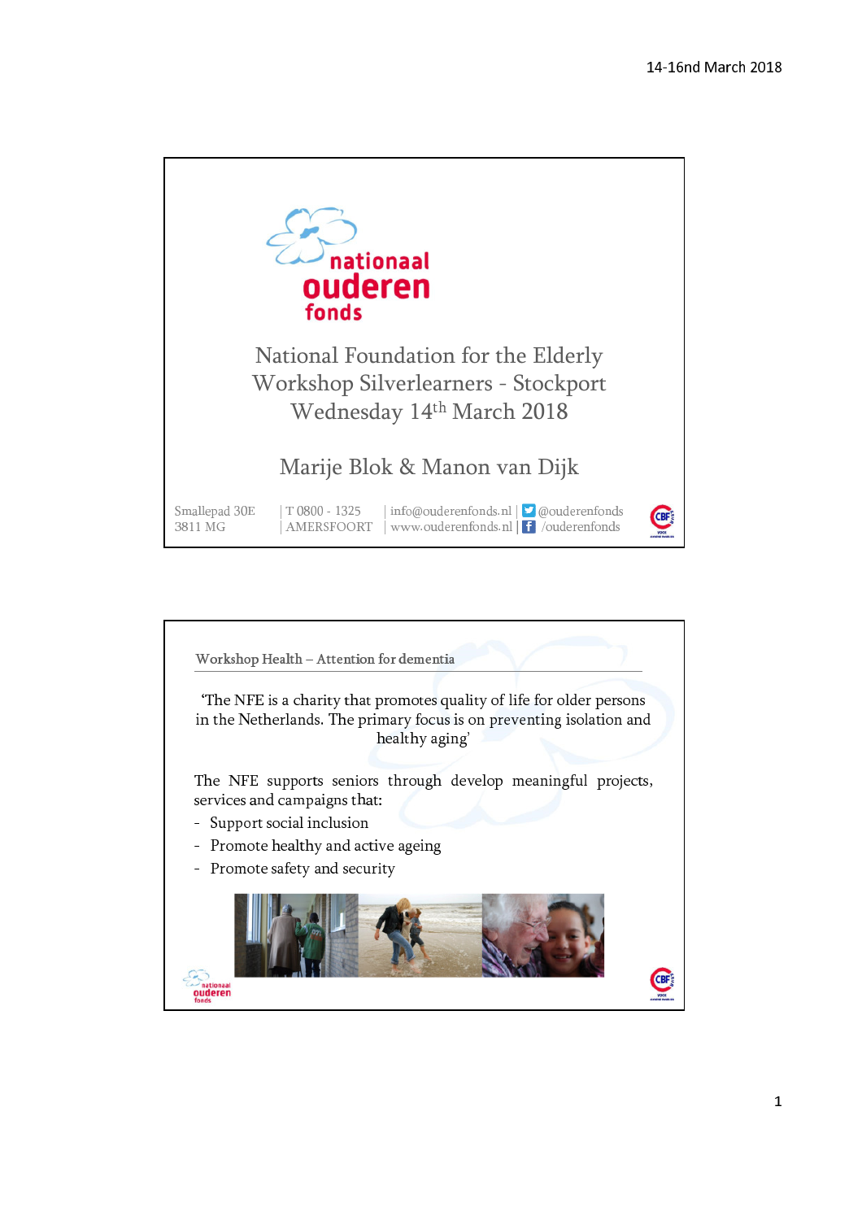14-16nd March 2018

nationaal ouderen fonds

# National Foundation for the Elderly
## Workshop Silverlearners - Stockport
## Wednesday 14th March 2018

Marije Blok & Manon van Dijk

Smallepad 30E | T 0800 - 1325 | info@ouderenfonds.nl | @ouderenfonds
3811 MG | AMERSFOORT | www.ouderenfonds.nl | /ouderenfonds

---

## Workshop Health – Attention for dementia

'The NFE is a charity that promotes quality of life for older persons in the Netherlands. The primary focus is on preventing isolation and healthy aging'

The NFE supports seniors through develop meaningful projects, services and campaigns that:

- Support social inclusion
- Promote healthy and active ageing
- Promote safety and security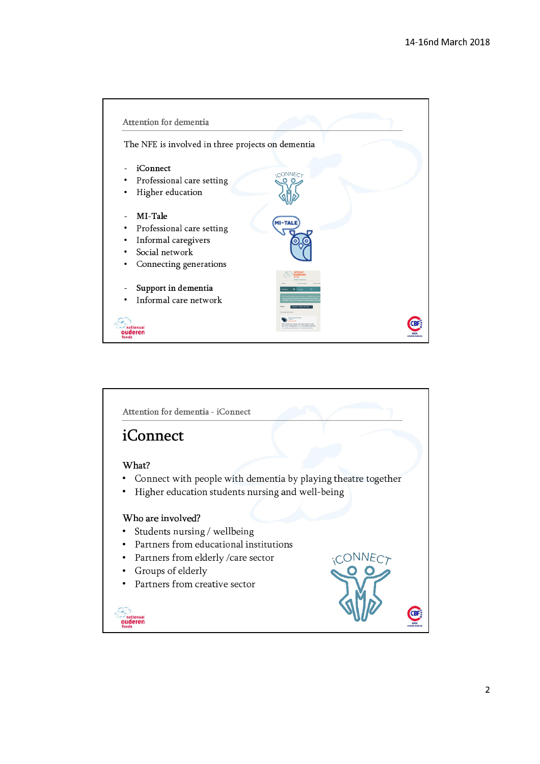## Attention for dementia

The NFE is involved in three projects on dementia

- **iConnect**
  - Professional care setting
  - Higher education
- **MI-Tale**
  - Professional care setting
  - Informal caregivers
  - Social network
  - Connecting generations
- **Support in dementia**
  - Informal care network

## Attention for dementia - iConnect

# iConnect

What?

- Connect with people with dementia by playing theatre together
- Higher education students nursing and well-being

Who are involved?

- Students nursing / wellbeing
- Partners from educational institutions
- Partners from elderly /care sector
- Groups of elderly
- Partners from creative sector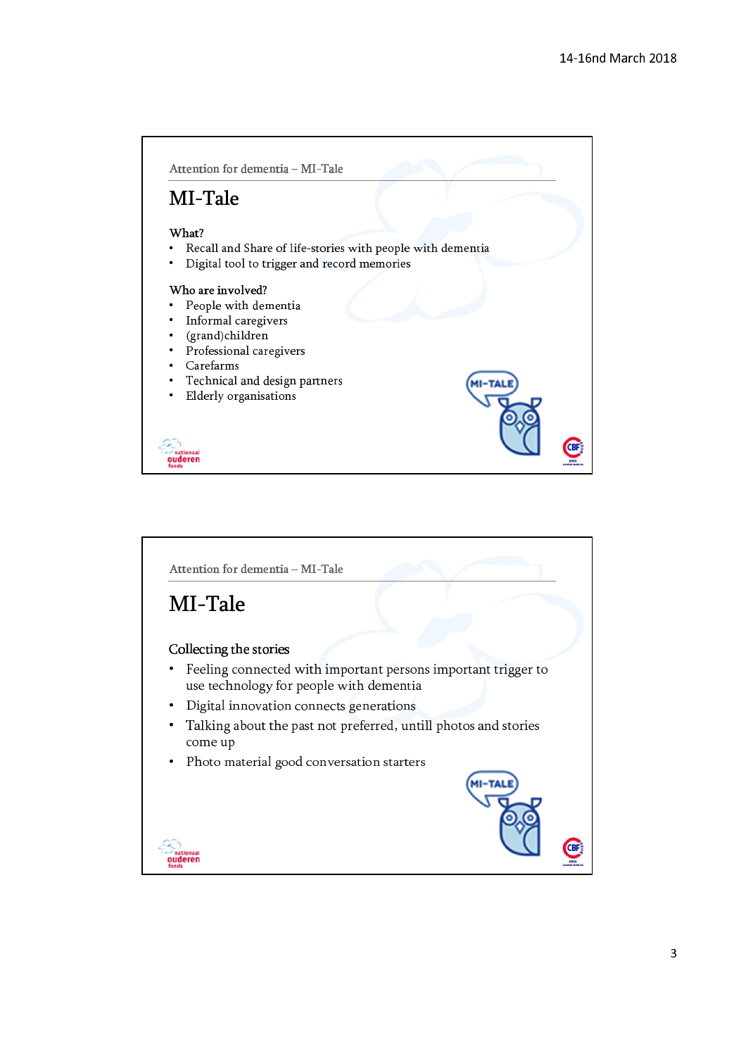Attention for dementia – MI-Tale

# MI-Tale

**What?**

- Recall and Share of life-stories with people with dementia
- Digital tool to trigger and record memories

**Who are involved?**

- People with dementia
- Informal caregivers
- (grand)children
- Professional caregivers
- Carefarms
- Technical and design partners
- Elderly organisations

Attention for dementia – MI-Tale

# MI-Tale

**Collecting the stories**

- Feeling connected with important persons important trigger to use technology for people with dementia
- Digital innovation connects generations
- Talking about the past not preferred, untill photos and stories come up
- Photo material good conversation starters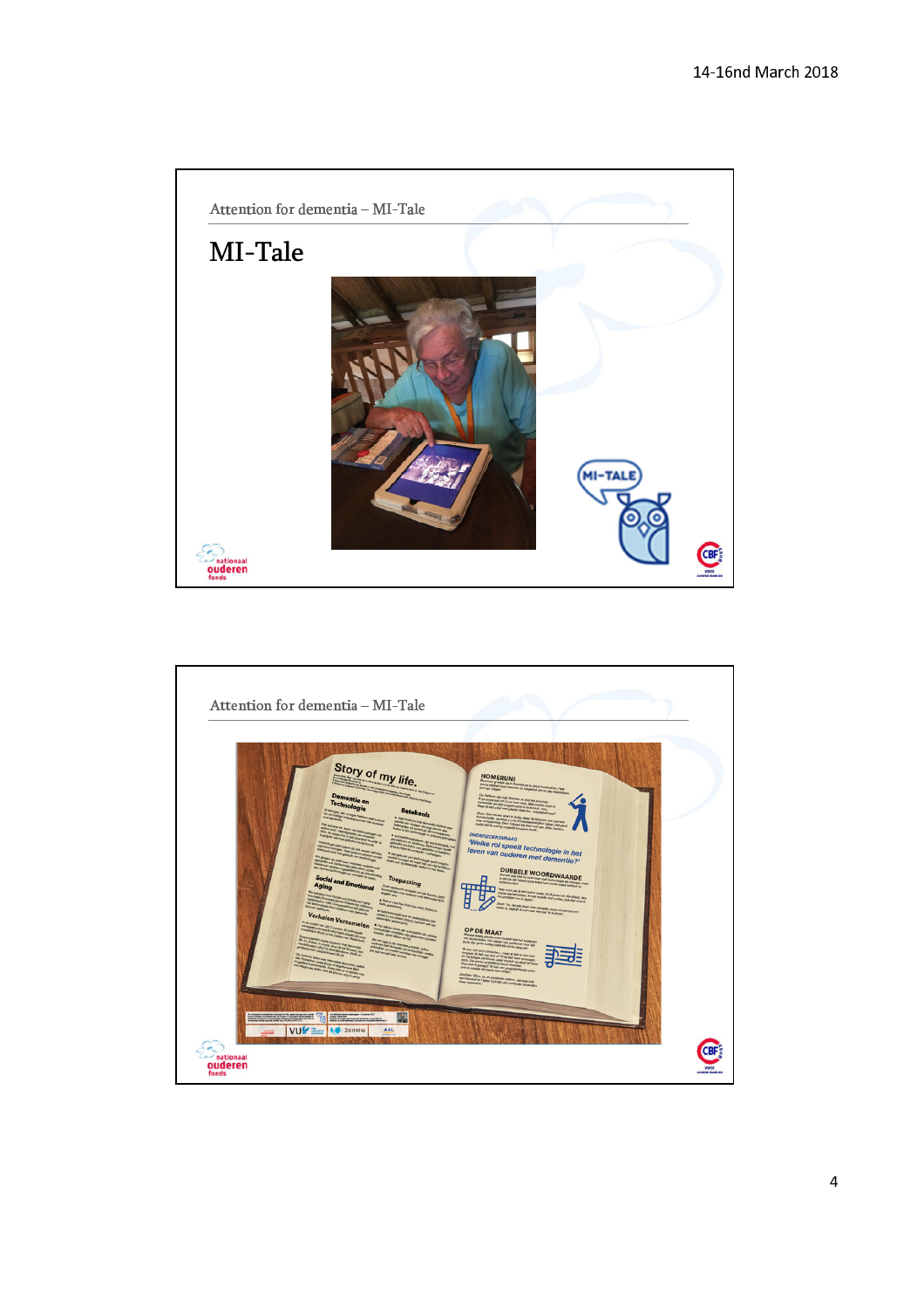Attention for dementia – MI-Tale

## MI-Tale

Attention for dementia – MI-Tale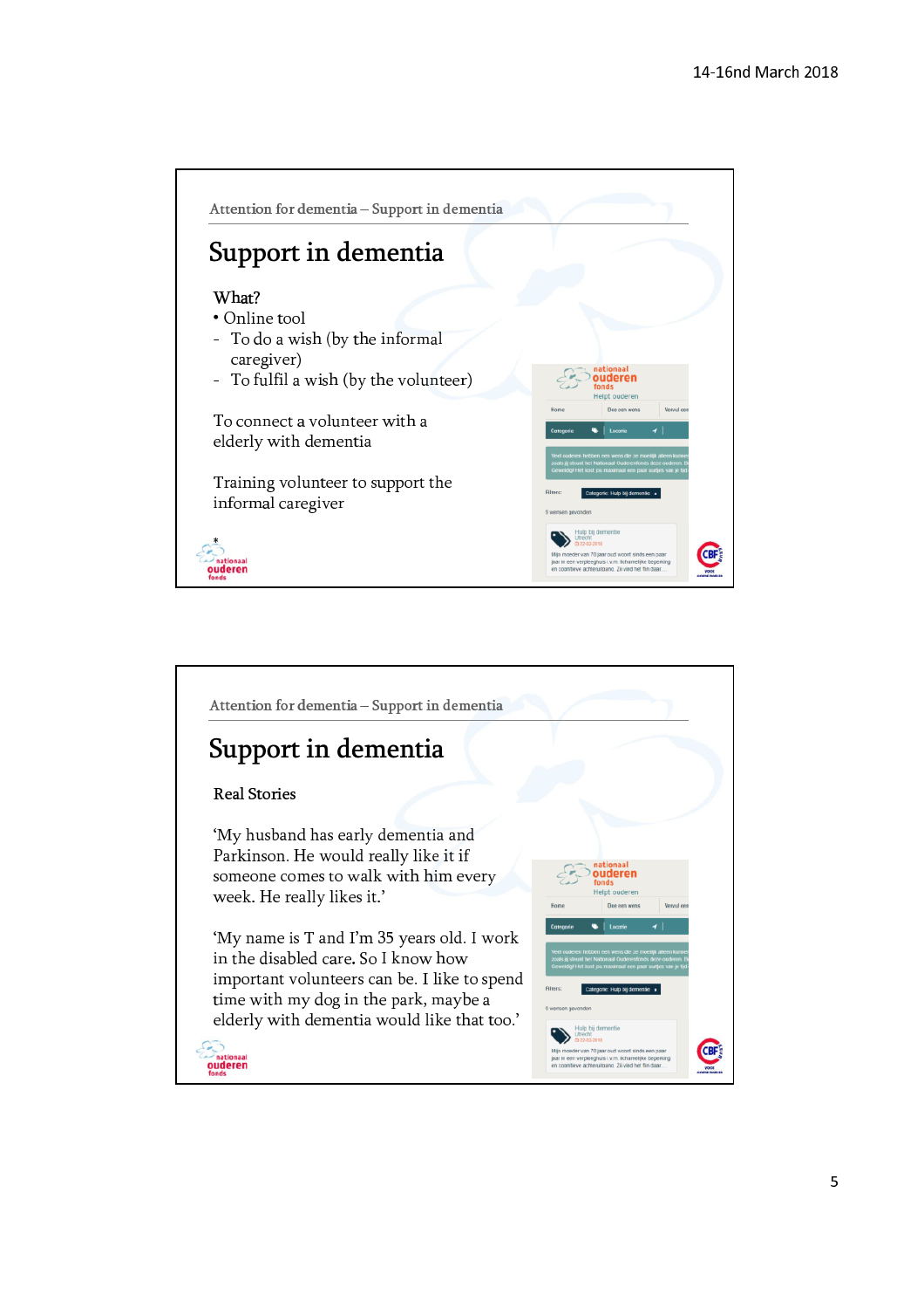Attention for dementia – Support in dementia

# Support in dementia

What?

- Online tool
- To do a wish (by the informal caregiver)
- To fulfil a wish (by the volunteer)

To connect a volunteer with a elderly with dementia

Training volunteer to support the informal caregiver

Attention for dementia – Support in dementia

# Support in dementia

Real Stories

'My husband has early dementia and Parkinson. He would really like it if someone comes to walk with him every week. He really likes it.'

'My name is T and I'm 35 years old. I work in the disabled care. So I know how important volunteers can be. I like to spend time with my dog in the park, maybe a elderly with dementia would like that too.'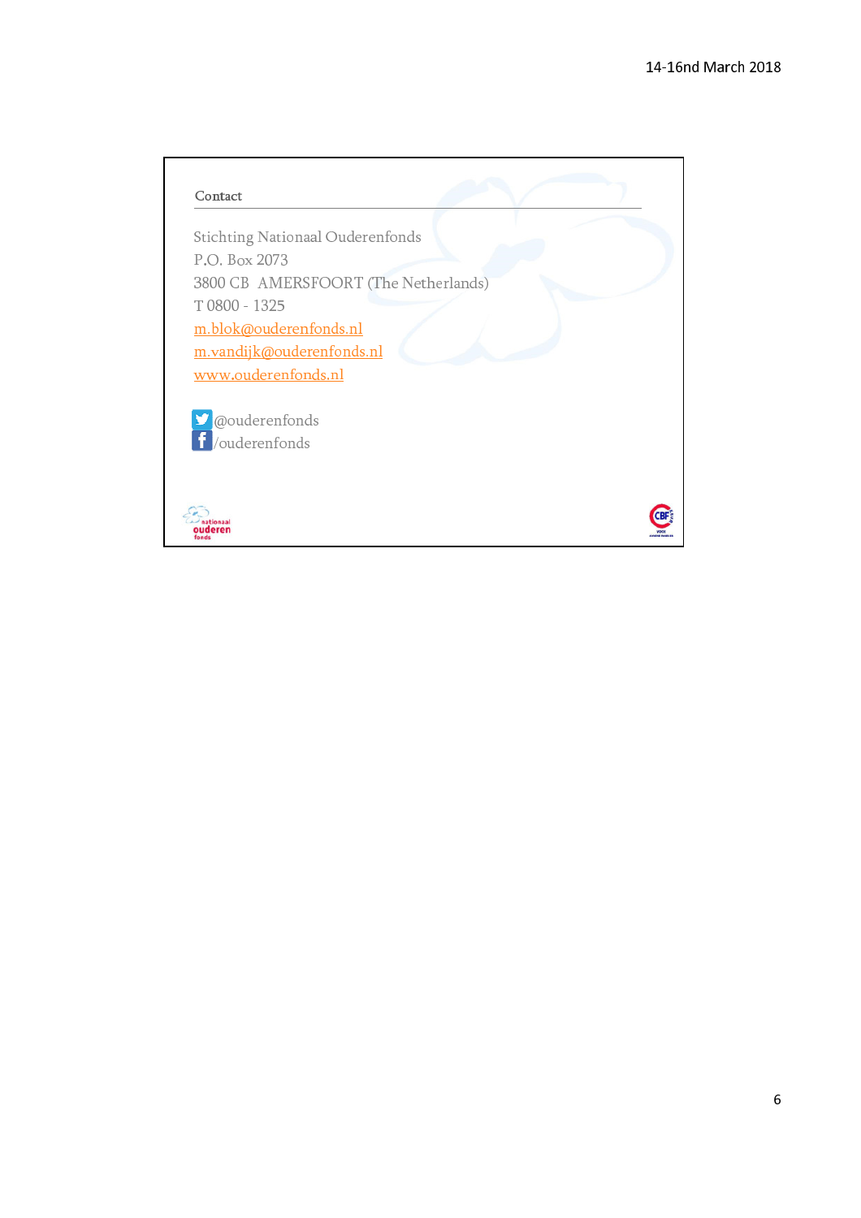## Contact

Stichting Nationaal Ouderenfonds
P.O. Box 2073
3800 CB  AMERSFOORT (The Netherlands)
T 0800 - 1325
m.blok@ouderenfonds.nl
m.vandijk@ouderenfonds.nl
www.ouderenfonds.nl

@ouderenfonds
/ouderenfonds